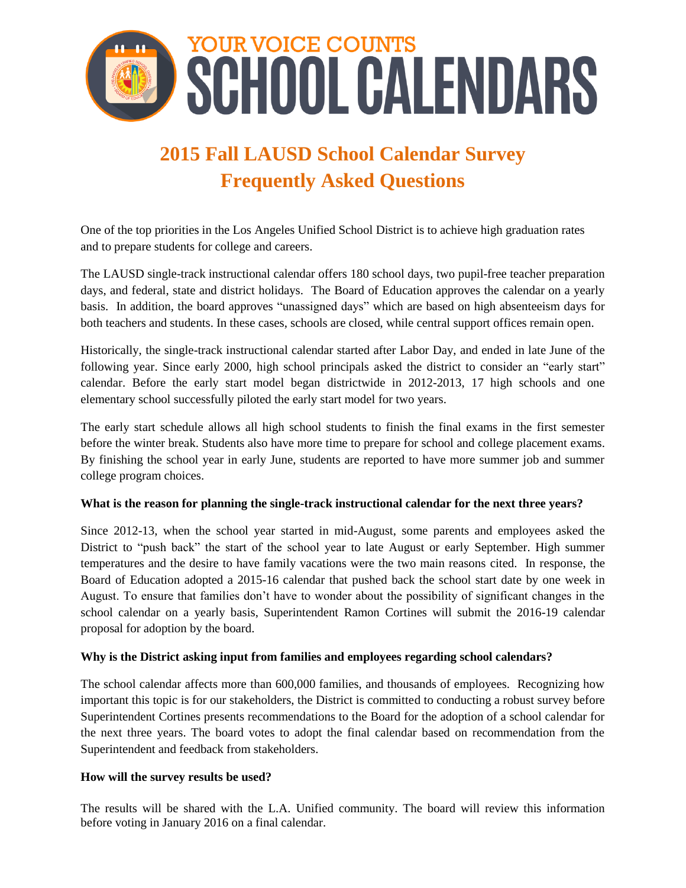# YOUR VOICE COUNTS SCHOOL CALENDARS

## 2015 Fall LAUSD School Calendar Survey Frequently Asked Questions

One of the top priorities in the Los Angeles Unified School District is to achieve high graduation rates and to prepare students for college and careers.

The LAUSD single-track instructional calendar offers 180 school days, two pupil-free teacher preparation days, and federal, state and district holidays. The Board of Education approves the calendar on a yearly basis. In addition, the board approves "unassigned days" which are based on high absenteeism days for both teachers and students. In these cases, schools are closed, while central support offices remain open.

Historically, the single-track instructional calendar started after Labor Day, and ended in late June of the following year. Since early 2000, high school principals asked the district to consider an "early start" calendar. Before the early start model began districtwide in 2012-2013, 17 high schools and one elementary school successfully piloted the early start model for two years.

The early start schedule allows all high school students to finish the final exams in the first semester before the winter break. Students also have more time to prepare for school and college placement exams. By finishing the school year in early June, students are reported to have more summer job and summer college program choices.

**What is the reason for planning the single-track instructional calendar for the next three years?**

Since 2012-13, when the school year started in mid-August, some parents and employees asked the District to "push back" the start of the school year to late August or early September. High summer temperatures and the desire to have family vacations were the two main reasons cited. In response, the Board of Education adopted a 2015-16 calendar that pushed back the school start date by one week in August. To ensure that families don't have to wonder about the possibility of significant changes in the school calendar on a yearly basis, Superintendent Ramon Cortines will submit the 2016-19 calendar proposal for adoption by the board.

**Why is the District asking input from families and employees regarding school calendars?**

The school calendar affects more than 600,000 families, and thousands of employees. Recognizing how important this topic is for our stakeholders, the District is committed to conducting a robust survey before Superintendent Cortines presents recommendations to the Board for the adoption of a school calendar for the next three years. The board votes to adopt the final calendar based on recommendation from the Superintendent and feedback from stakeholders.

**How will the survey results be used?**

The results will be shared with the L.A. Unified community. The board will review this information before voting in January 2016 on a final calendar.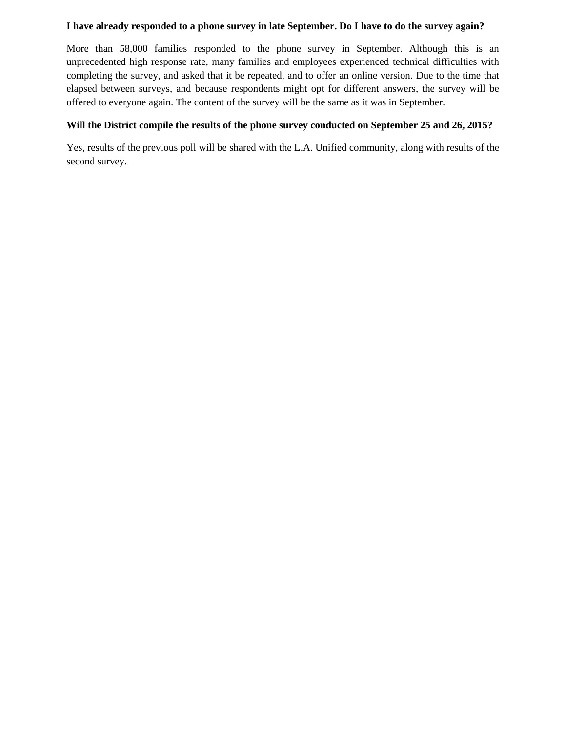**I have already responded to a phone survey in late September. Do I have to do the survey again?**

More than 58,000 families responded to the phone survey in September. Although this is an unprecedented high response rate, many families and employees experienced technical difficulties with completing the survey, and asked that it be repeated, and to offer an online version. Due to the time that elapsed between surveys, and because respondents might opt for different answers, the survey will be offered to everyone again. The content of the survey will be the same as it was in September.

**Will the District compile the results of the phone survey conducted on September 25 and 26, 2015?**

Yes, results of the previous poll will be shared with the L.A. Unified community, along with results of the second survey.